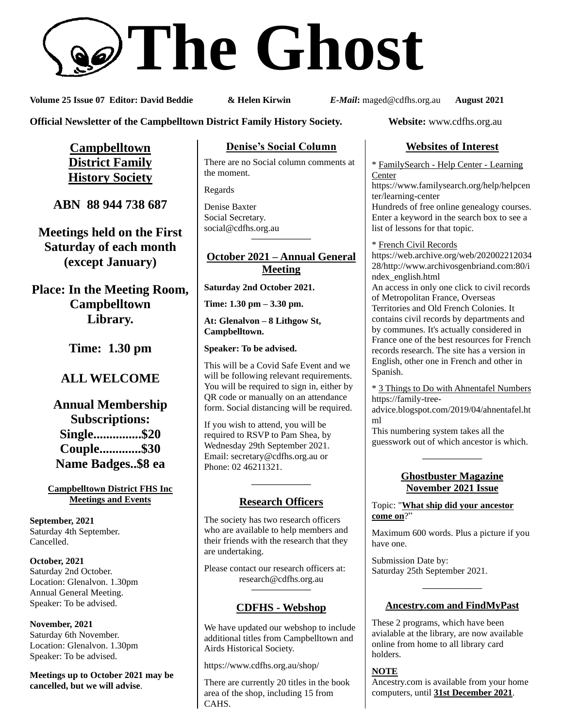# The Ghost

**Volume 25 Issue 07 Editor: David Beddie & Helen Kirwin** ***E-Mail*****:** maged@cdfhs.org.au **August 2021**

**Official Newsletter of the Campbelltown District Family History Society.** **Website:** www.cdfhs.org.au

## Campbelltown District Family History Society

**ABN 88 944 738 687**

**Meetings held on the First Saturday of each month (except January)**

**Place: In the Meeting Room, Campbelltown Library.**

**Time: 1.30 pm**

**ALL WELCOME**

**Annual Membership Subscriptions:**
**Single...............$20**
**Couple.............$30**
**Name Badges..$8 ea**

### Campbelltown District FHS Inc Meetings and Events

**September, 2021**
Saturday 4th September.
Cancelled.

**October, 2021**
Saturday 2nd October.
Location: Glenalvon. 1.30pm
Annual General Meeting.
Speaker: To be advised.

**November, 2021**
Saturday 6th November.
Location: Glenalvon. 1.30pm
Speaker: To be advised.

**Meetings up to October 2021 may be cancelled, but we will advise**.

## Denise's Social Column

There are no Social column comments at the moment.

Regards

Denise Baxter
Social Secretary.
social@cdfhs.org.au

---

## October 2021 – Annual General Meeting

**Saturday 2nd October 2021.**

**Time: 1.30 pm – 3.30 pm.**

**At: Glenalvon – 8 Lithgow St, Campbelltown.**

**Speaker: To be advised.**

This will be a Covid Safe Event and we will be following relevant requirements. You will be required to sign in, either by QR code or manually on an attendance form. Social distancing will be required.

If you wish to attend, you will be required to RSVP to Pam Shea, by Wednesday 29th September 2021. Email: secretary@cdfhs.org.au or Phone: 02 46211321.

---

## Research Officers

The society has two research officers who are available to help members and their friends with the research that they are undertaking.

Please contact our research officers at:
research@cdfhs.org.au

---

## CDFHS - Webshop

We have updated our webshop to include additional titles from Campbelltown and Airds Historical Society.

https://www.cdfhs.org.au/shop/

There are currently 20 titles in the book area of the shop, including 15 from CAHS.

## Websites of Interest

* FamilySearch - Help Center - Learning Center
https://www.familysearch.org/help/helpcenter/learning-center
Hundreds of free online genealogy courses. Enter a keyword in the search box to see a list of lessons for that topic.

* French Civil Records
https://web.archive.org/web/20200221203428/http://www.archivosgenbriand.com:80/index_english.html
An access in only one click to civil records of Metropolitan France, Overseas Territories and Old French Colonies. It contains civil records by departments and by communes. It's actually considered in France one of the best resources for French records research. The site has a version in English, other one in French and other in Spanish.

* 3 Things to Do with Ahnentafel Numbers
https://family-tree-advice.blogspot.com/2019/04/ahnentafel.html
This numbering system takes all the guesswork out of which ancestor is which.

---

## Ghostbuster Magazine November 2021 Issue

Topic: "**What ship did your ancestor come on**?"

Maximum 600 words. Plus a picture if you have one.

Submission Date by:
Saturday 25th September 2021.

---

## Ancestry.com and FindMyPast

These 2 programs, which have been avialable at the library, are now available online from home to all library card holders.

**NOTE**
Ancestry.com is available from your home computers, until **31st December 2021**.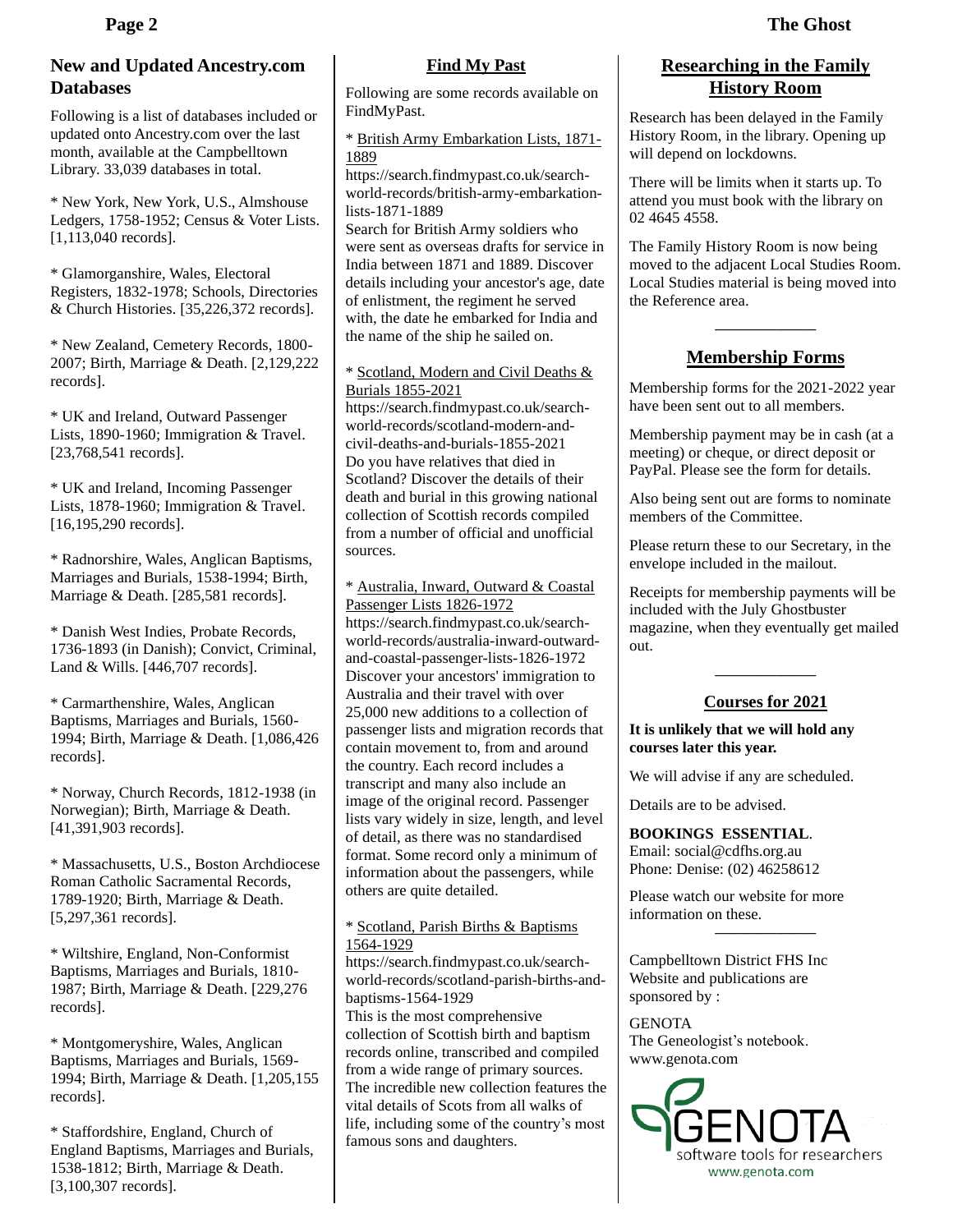## New and Updated Ancestry.com Databases

Following is a list of databases included or updated onto Ancestry.com over the last month, available at the Campbelltown Library. 33,039 databases in total.

* New York, New York, U.S., Almshouse Ledgers, 1758-1952; Census & Voter Lists. [1,113,040 records].

* Glamorganshire, Wales, Electoral Registers, 1832-1978; Schools, Directories & Church Histories. [35,226,372 records].

* New Zealand, Cemetery Records, 1800-2007; Birth, Marriage & Death. [2,129,222 records].

* UK and Ireland, Outward Passenger Lists, 1890-1960; Immigration & Travel. [23,768,541 records].

* UK and Ireland, Incoming Passenger Lists, 1878-1960; Immigration & Travel. [16,195,290 records].

* Radnorshire, Wales, Anglican Baptisms, Marriages and Burials, 1538-1994; Birth, Marriage & Death. [285,581 records].

* Danish West Indies, Probate Records, 1736-1893 (in Danish); Convict, Criminal, Land & Wills. [446,707 records].

* Carmarthenshire, Wales, Anglican Baptisms, Marriages and Burials, 1560-1994; Birth, Marriage & Death. [1,086,426 records].

* Norway, Church Records, 1812-1938 (in Norwegian); Birth, Marriage & Death. [41,391,903 records].

* Massachusetts, U.S., Boston Archdiocese Roman Catholic Sacramental Records, 1789-1920; Birth, Marriage & Death. [5,297,361 records].

* Wiltshire, England, Non-Conformist Baptisms, Marriages and Burials, 1810-1987; Birth, Marriage & Death. [229,276 records].

* Montgomeryshire, Wales, Anglican Baptisms, Marriages and Burials, 1569-1994; Birth, Marriage & Death. [1,205,155 records].

* Staffordshire, England, Church of England Baptisms, Marriages and Burials, 1538-1812; Birth, Marriage & Death. [3,100,307 records].

## Find My Past

Following are some records available on FindMyPast.

* British Army Embarkation Lists, 1871-1889
https://search.findmypast.co.uk/search-world-records/british-army-embarkation-lists-1871-1889
Search for British Army soldiers who were sent as overseas drafts for service in India between 1871 and 1889. Discover details including your ancestor's age, date of enlistment, the regiment he served with, the date he embarked for India and the name of the ship he sailed on.

* Scotland, Modern and Civil Deaths & Burials 1855-2021
https://search.findmypast.co.uk/search-world-records/scotland-modern-and-civil-deaths-and-burials-1855-2021
Do you have relatives that died in Scotland? Discover the details of their death and burial in this growing national collection of Scottish records compiled from a number of official and unofficial sources.

* Australia, Inward, Outward & Coastal Passenger Lists 1826-1972
https://search.findmypast.co.uk/search-world-records/australia-inward-outward-and-coastal-passenger-lists-1826-1972
Discover your ancestors' immigration to Australia and their travel with over 25,000 new additions to a collection of passenger lists and migration records that contain movement to, from and around the country. Each record includes a transcript and many also include an image of the original record. Passenger lists vary widely in size, length, and level of detail, as there was no standardised format. Some record only a minimum of information about the passengers, while others are quite detailed.

* Scotland, Parish Births & Baptisms 1564-1929
https://search.findmypast.co.uk/search-world-records/scotland-parish-births-and-baptisms-1564-1929
This is the most comprehensive collection of Scottish birth and baptism records online, transcribed and compiled from a wide range of primary sources. The incredible new collection features the vital details of Scots from all walks of life, including some of the country's most famous sons and daughters.

## Researching in the Family History Room

Research has been delayed in the Family History Room, in the library. Opening up will depend on lockdowns.

There will be limits when it starts up. To attend you must book with the library on 02 4645 4558.

The Family History Room is now being moved to the adjacent Local Studies Room. Local Studies material is being moved into the Reference area.

## Membership Forms

Membership forms for the 2021-2022 year have been sent out to all members.

Membership payment may be in cash (at a meeting) or cheque, or direct deposit or PayPal. Please see the form for details.

Also being sent out are forms to nominate members of the Committee.

Please return these to our Secretary, in the envelope included in the mailout.

Receipts for membership payments will be included with the July Ghostbuster magazine, when they eventually get mailed out.

## Courses for 2021

**It is unlikely that we will hold any courses later this year.**

We will advise if any are scheduled.

Details are to be advised.

**BOOKINGS ESSENTIAL**.
Email: social@cdfhs.org.au
Phone: Denise: (02) 46258612

Please watch our website for more information on these.

Campbelltown District FHS Inc
Website and publications are sponsored by :

GENOTA
The Geneologist's notebook.
www.genota.com

GENOTA
software tools for researchers
www.genota.com